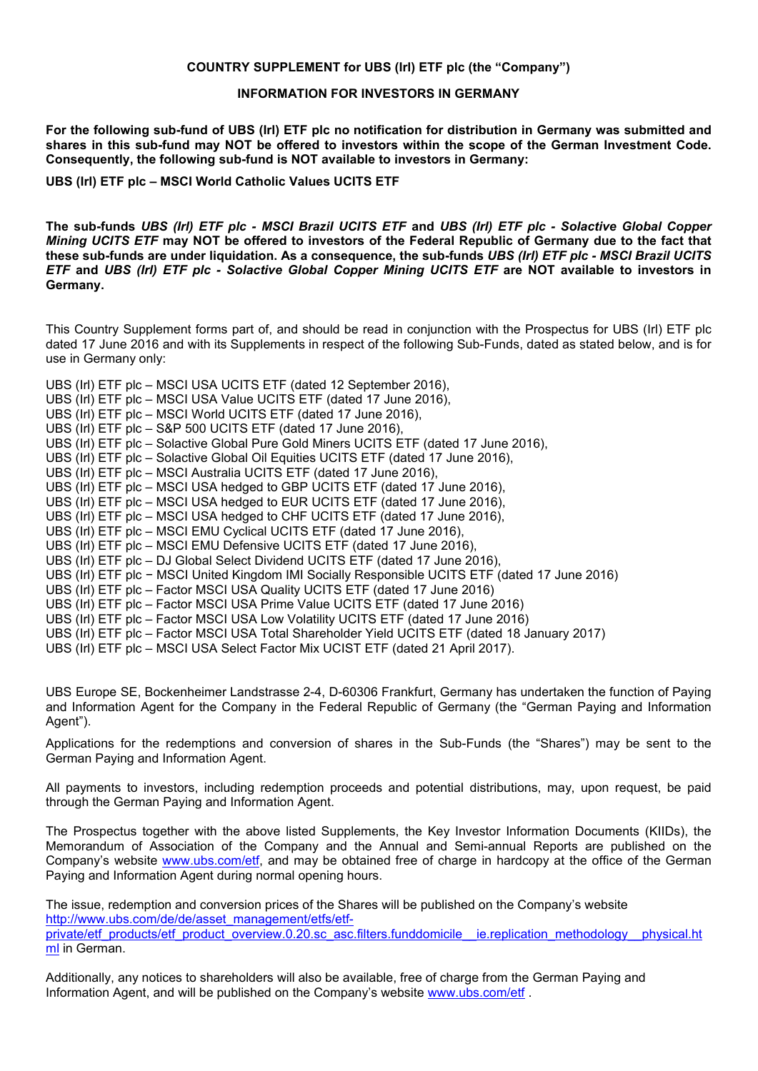**COUNTRY SUPPLEMENT for UBS (Irl) ETF plc (the "Company")**

**INFORMATION FOR INVESTORS IN GERMANY**

**For the following sub-fund of UBS (Irl) ETF plc no notification for distribution in Germany was submitted and shares in this sub-fund may NOT be offered to investors within the scope of the German Investment Code. Consequently, the following sub-fund is NOT available to investors in Germany:**

**UBS (Irl) ETF plc – MSCI World Catholic Values UCITS ETF**

**The sub-funds *UBS (Irl) ETF plc - MSCI Brazil UCITS ETF* and *UBS (Irl) ETF plc - Solactive Global Copper Mining UCITS ETF* may NOT be offered to investors of the Federal Republic of Germany due to the fact that these sub-funds are under liquidation. As a consequence, the sub-funds *UBS (Irl) ETF plc - MSCI Brazil UCITS ETF* and *UBS (Irl) ETF plc - Solactive Global Copper Mining UCITS ETF* are NOT available to investors in Germany.**

This Country Supplement forms part of, and should be read in conjunction with the Prospectus for UBS (Irl) ETF plc dated 17 June 2016 and with its Supplements in respect of the following Sub-Funds, dated as stated below, and is for use in Germany only:

UBS (Irl) ETF plc – MSCI USA UCITS ETF (dated 12 September 2016),
UBS (Irl) ETF plc – MSCI USA Value UCITS ETF (dated 17 June 2016),
UBS (Irl) ETF plc – MSCI World UCITS ETF (dated 17 June 2016),
UBS (Irl) ETF plc – S&P 500 UCITS ETF (dated 17 June 2016),
UBS (Irl) ETF plc – Solactive Global Pure Gold Miners UCITS ETF (dated 17 June 2016),
UBS (Irl) ETF plc – Solactive Global Oil Equities UCITS ETF (dated 17 June 2016),
UBS (Irl) ETF plc – MSCI Australia UCITS ETF (dated 17 June 2016),
UBS (Irl) ETF plc – MSCI USA hedged to GBP UCITS ETF (dated 17 June 2016),
UBS (Irl) ETF plc – MSCI USA hedged to EUR UCITS ETF (dated 17 June 2016),
UBS (Irl) ETF plc – MSCI USA hedged to CHF UCITS ETF (dated 17 June 2016),
UBS (Irl) ETF plc – MSCI EMU Cyclical UCITS ETF (dated 17 June 2016),
UBS (Irl) ETF plc – MSCI EMU Defensive UCITS ETF (dated 17 June 2016),
UBS (Irl) ETF plc – DJ Global Select Dividend UCITS ETF (dated 17 June 2016),
UBS (Irl) ETF plc − MSCI United Kingdom IMI Socially Responsible UCITS ETF (dated 17 June 2016)
UBS (Irl) ETF plc – Factor MSCI USA Quality UCITS ETF (dated 17 June 2016)
UBS (Irl) ETF plc – Factor MSCI USA Prime Value UCITS ETF (dated 17 June 2016)
UBS (Irl) ETF plc – Factor MSCI USA Low Volatility UCITS ETF (dated 17 June 2016)
UBS (Irl) ETF plc – Factor MSCI USA Total Shareholder Yield UCITS ETF (dated 18 January 2017)
UBS (Irl) ETF plc – MSCI USA Select Factor Mix UCIST ETF (dated 21 April 2017).

UBS Europe SE, Bockenheimer Landstrasse 2-4, D-60306 Frankfurt, Germany has undertaken the function of Paying and Information Agent for the Company in the Federal Republic of Germany (the "German Paying and Information Agent").

Applications for the redemptions and conversion of shares in the Sub-Funds (the "Shares") may be sent to the German Paying and Information Agent.

All payments to investors, including redemption proceeds and potential distributions, may, upon request, be paid through the German Paying and Information Agent.

The Prospectus together with the above listed Supplements, the Key Investor Information Documents (KIIDs), the Memorandum of Association of the Company and the Annual and Semi-annual Reports are published on the Company's website www.ubs.com/etf, and may be obtained free of charge in hardcopy at the office of the German Paying and Information Agent during normal opening hours.

The issue, redemption and conversion prices of the Shares will be published on the Company's website http://www.ubs.com/de/de/asset_management/etfs/etf-private/etf_products/etf_product_overview.0.20.sc_asc.filters.funddomicile__ie.replication_methodology__physical.html in German.

Additionally, any notices to shareholders will also be available, free of charge from the German Paying and Information Agent, and will be published on the Company's website www.ubs.com/etf .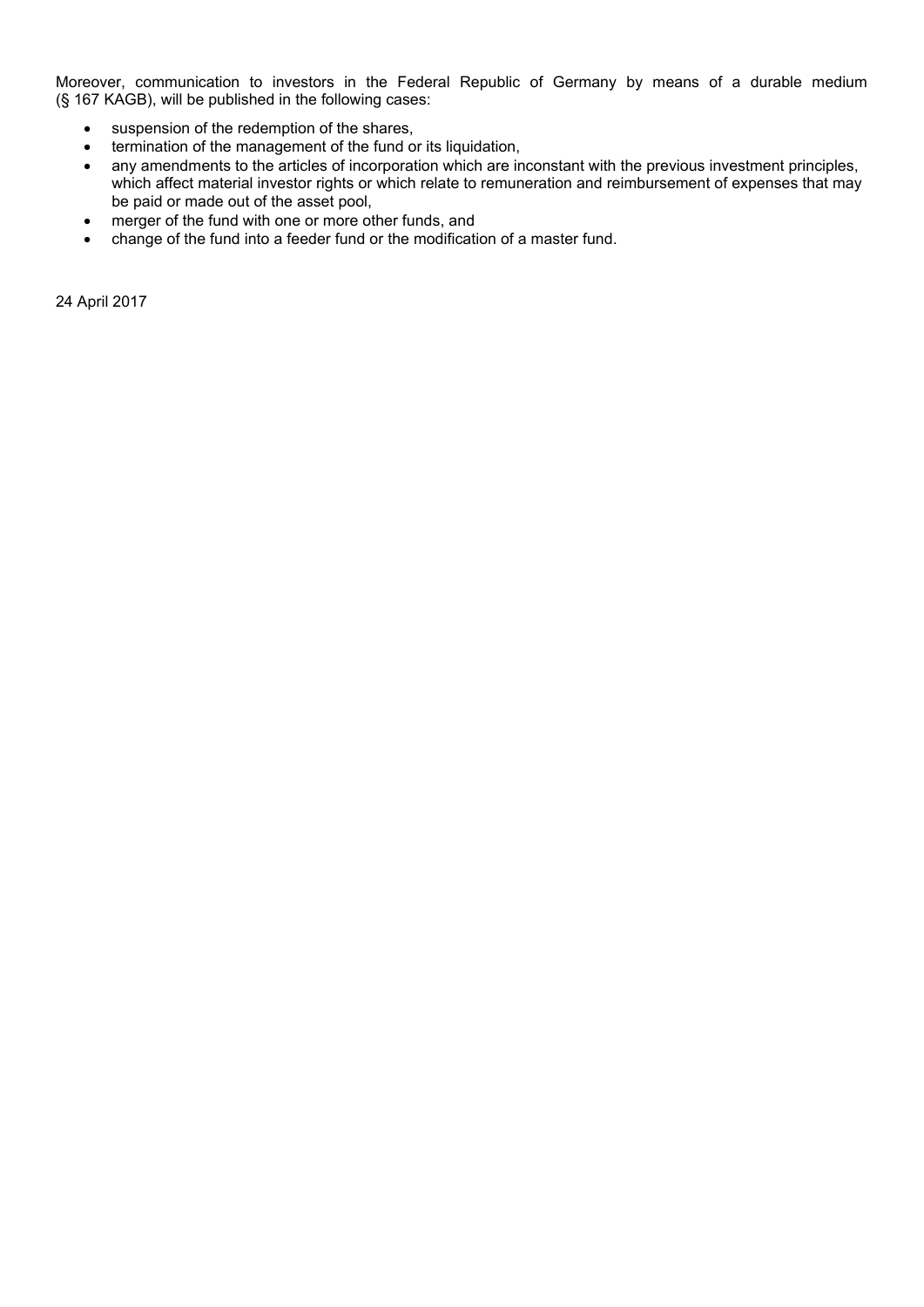Moreover, communication to investors in the Federal Republic of Germany by means of a durable medium (§ 167 KAGB), will be published in the following cases:

- suspension of the redemption of the shares,
- termination of the management of the fund or its liquidation,
- any amendments to the articles of incorporation which are inconstant with the previous investment principles, which affect material investor rights or which relate to remuneration and reimbursement of expenses that may be paid or made out of the asset pool,
- merger of the fund with one or more other funds, and
- change of the fund into a feeder fund or the modification of a master fund.

24 April 2017